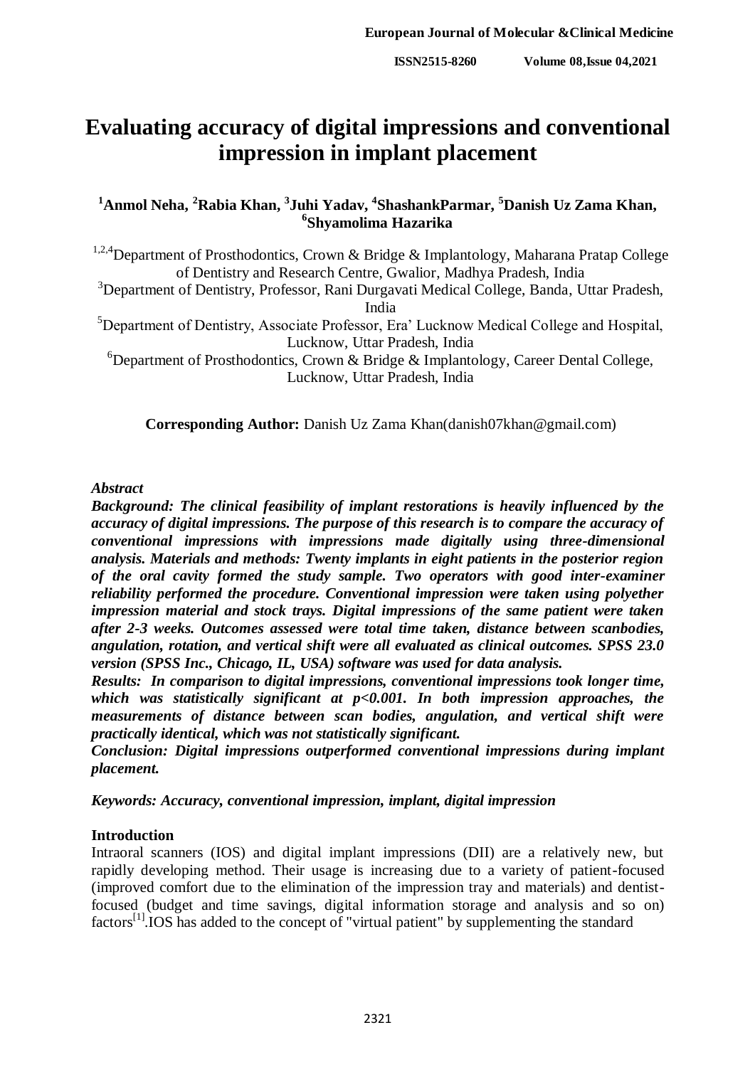# Evaluating accuracy of digital impressions and conventional impression in implant placement

**[1]Anmol Neha, [2]Rabia Khan, [3]Juhi Yadav, [4]ShashankParmar, [5]Danish Uz Zama Khan, [6]Shyamolima Hazarika**

[1,2,4]Department of Prosthodontics, Crown & Bridge & Implantology, Maharana Pratap College of Dentistry and Research Centre, Gwalior, Madhya Pradesh, India

[3]Department of Dentistry, Professor, Rani Durgavati Medical College, Banda, Uttar Pradesh, India

[5]Department of Dentistry, Associate Professor, Era' Lucknow Medical College and Hospital, Lucknow, Uttar Pradesh, India

[6]Department of Prosthodontics, Crown & Bridge & Implantology, Career Dental College, Lucknow, Uttar Pradesh, India

**Corresponding Author:** Danish Uz Zama Khan(danish07khan@gmail.com)

***Abstract***

***Background: The clinical feasibility of implant restorations is heavily influenced by the accuracy of digital impressions. The purpose of this research is to compare the accuracy of conventional impressions with impressions made digitally using three-dimensional analysis. Materials and methods: Twenty implants in eight patients in the posterior region of the oral cavity formed the study sample. Two operators with good inter-examiner reliability performed the procedure. Conventional impression were taken using polyether impression material and stock trays. Digital impressions of the same patient were taken after 2-3 weeks. Outcomes assessed were total time taken, distance between scanbodies, angulation, rotation, and vertical shift were all evaluated as clinical outcomes. SPSS 23.0 version (SPSS Inc., Chicago, IL, USA) software was used for data analysis.***

***Results: In comparison to digital impressions, conventional impressions took longer time, which was statistically significant at p<0.001. In both impression approaches, the measurements of distance between scan bodies, angulation, and vertical shift were practically identical, which was not statistically significant.***

***Conclusion: Digital impressions outperformed conventional impressions during implant placement.***

***Keywords: Accuracy, conventional impression, implant, digital impression***

## Introduction

Intraoral scanners (IOS) and digital implant impressions (DII) are a relatively new, but rapidly developing method. Their usage is increasing due to a variety of patient-focused (improved comfort due to the elimination of the impression tray and materials) and dentist-focused (budget and time savings, digital information storage and analysis and so on) factors[1].IOS has added to the concept of "virtual patient" by supplementing the standard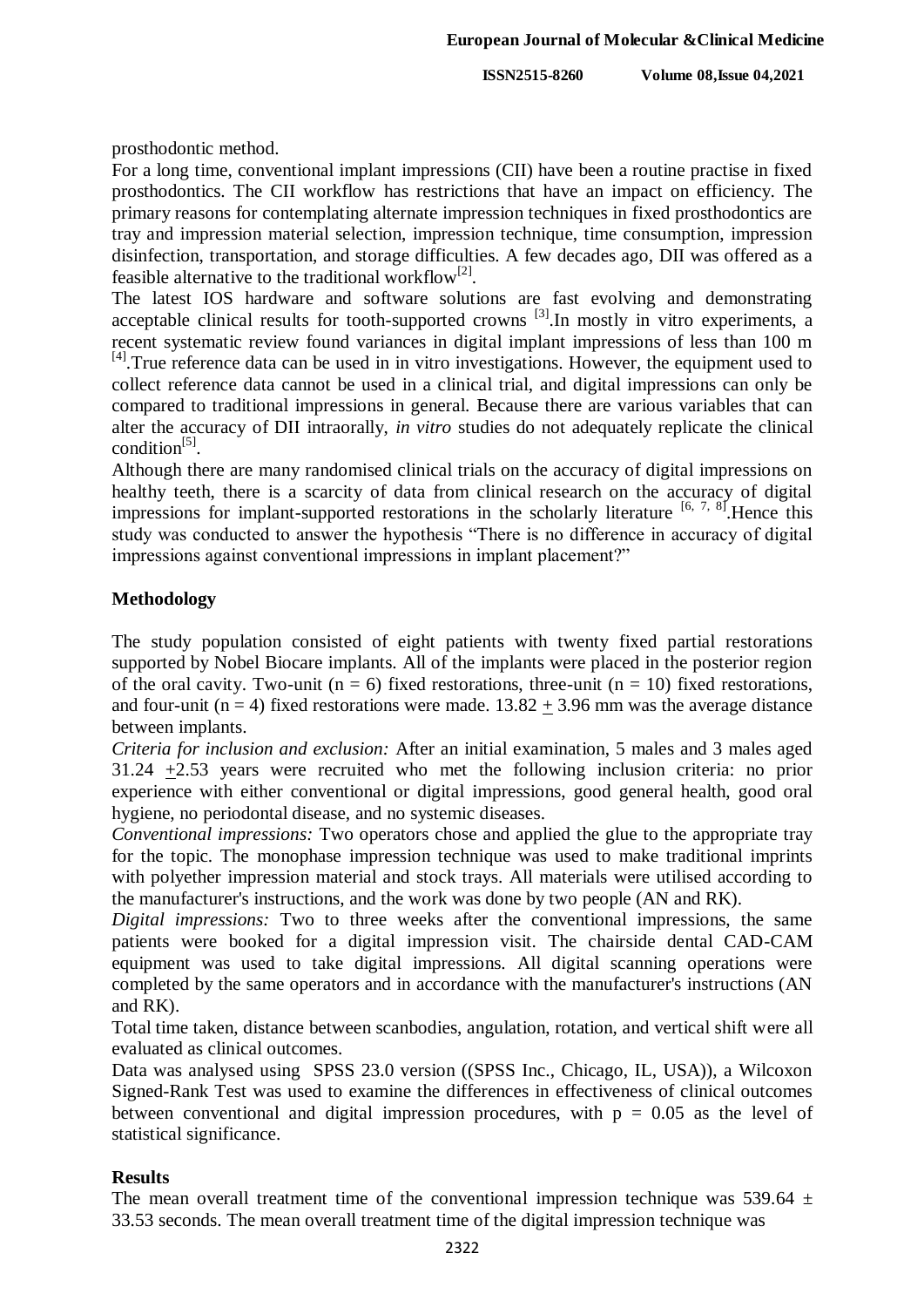prosthodontic method.

For a long time, conventional implant impressions (CII) have been a routine practise in fixed prosthodontics. The CII workflow has restrictions that have an impact on efficiency. The primary reasons for contemplating alternate impression techniques in fixed prosthodontics are tray and impression material selection, impression technique, time consumption, impression disinfection, transportation, and storage difficulties. A few decades ago, DII was offered as a feasible alternative to the traditional workflow[2].

The latest IOS hardware and software solutions are fast evolving and demonstrating acceptable clinical results for tooth-supported crowns [3].In mostly in vitro experiments, a recent systematic review found variances in digital implant impressions of less than 100 m [4].True reference data can be used in in vitro investigations. However, the equipment used to collect reference data cannot be used in a clinical trial, and digital impressions can only be compared to traditional impressions in general. Because there are various variables that can alter the accuracy of DII intraorally, *in vitro* studies do not adequately replicate the clinical condition[5].

Although there are many randomised clinical trials on the accuracy of digital impressions on healthy teeth, there is a scarcity of data from clinical research on the accuracy of digital impressions for implant-supported restorations in the scholarly literature [6, 7, 8].Hence this study was conducted to answer the hypothesis "There is no difference in accuracy of digital impressions against conventional impressions in implant placement?"

## Methodology

The study population consisted of eight patients with twenty fixed partial restorations supported by Nobel Biocare implants. All of the implants were placed in the posterior region of the oral cavity. Two-unit ($n = 6$) fixed restorations, three-unit ($n = 10$) fixed restorations, and four-unit ($n = 4$) fixed restorations were made. $13.82 \pm 3.96$ mm was the average distance between implants.

*Criteria for inclusion and exclusion:* After an initial examination, 5 males and 3 males aged $31.24 \pm 2.53$ years were recruited who met the following inclusion criteria: no prior experience with either conventional or digital impressions, good general health, good oral hygiene, no periodontal disease, and no systemic diseases.

*Conventional impressions:* Two operators chose and applied the glue to the appropriate tray for the topic. The monophase impression technique was used to make traditional imprints with polyether impression material and stock trays. All materials were utilised according to the manufacturer's instructions, and the work was done by two people (AN and RK).

*Digital impressions:* Two to three weeks after the conventional impressions, the same patients were booked for a digital impression visit. The chairside dental CAD-CAM equipment was used to take digital impressions. All digital scanning operations were completed by the same operators and in accordance with the manufacturer's instructions (AN and RK).

Total time taken, distance between scanbodies, angulation, rotation, and vertical shift were all evaluated as clinical outcomes.

Data was analysed using SPSS 23.0 version ((SPSS Inc., Chicago, IL, USA)), a Wilcoxon Signed-Rank Test was used to examine the differences in effectiveness of clinical outcomes between conventional and digital impression procedures, with $p = 0.05$ as the level of statistical significance.

## Results

The mean overall treatment time of the conventional impression technique was $539.64 \pm 33.53$ seconds. The mean overall treatment time of the digital impression technique was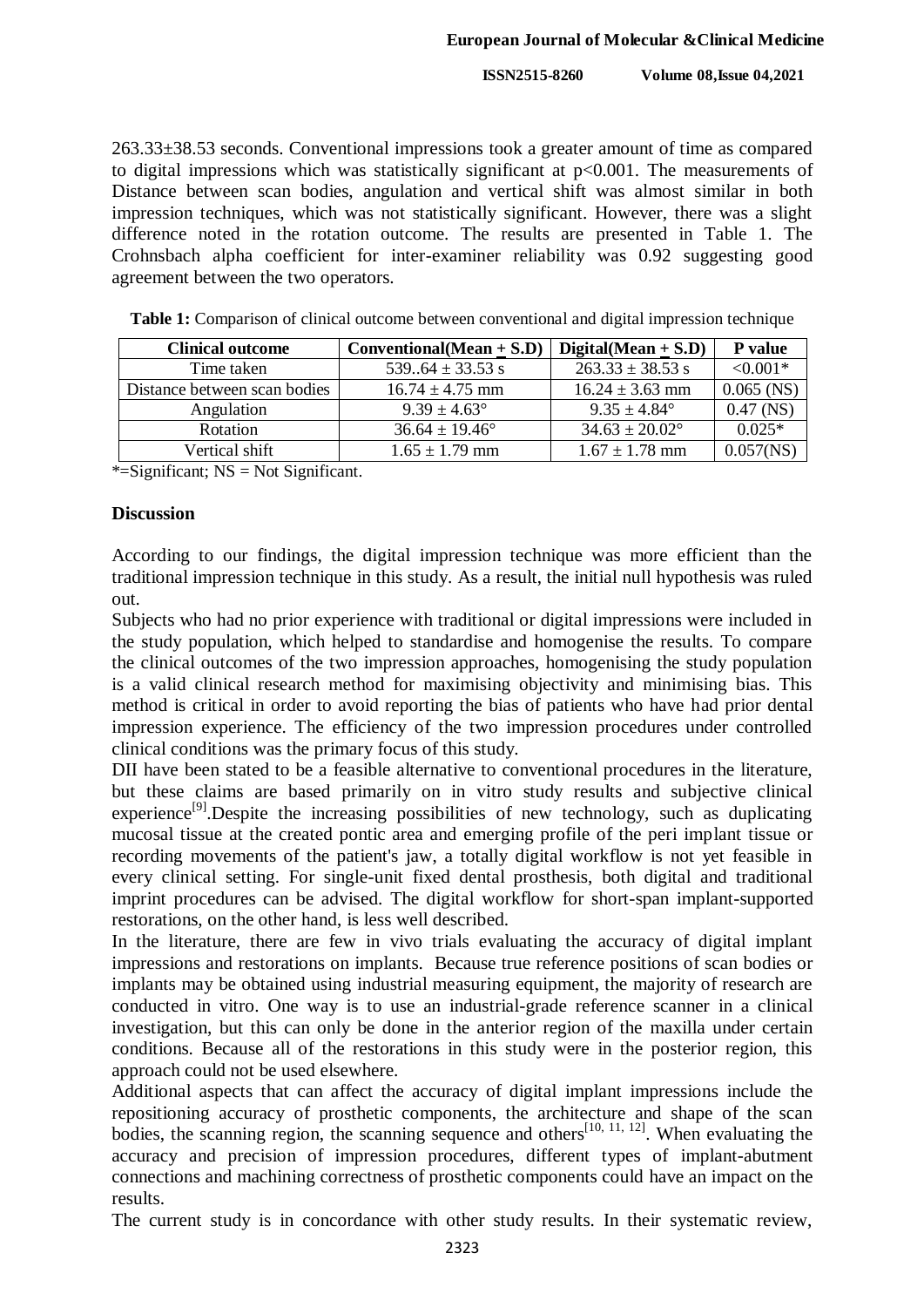263.33±38.53 seconds. Conventional impressions took a greater amount of time as compared to digital impressions which was statistically significant at p<0.001. The measurements of Distance between scan bodies, angulation and vertical shift was almost similar in both impression techniques, which was not statistically significant. However, there was a slight difference noted in the rotation outcome. The results are presented in Table 1. The Crohnsbach alpha coefficient for inter-examiner reliability was 0.92 suggesting good agreement between the two operators.

**Table 1:** Comparison of clinical outcome between conventional and digital impression technique

| Clinical outcome | Conventional(Mean + S.D) | Digital(Mean + S.D) | P value |
|---|---|---|---|
| Time taken | 539..64 ± 33.53 s | 263.33 ± 38.53 s | <0.001* |
| Distance between scan bodies | 16.74 ± 4.75 mm | 16.24 ± 3.63 mm | 0.065 (NS) |
| Angulation | 9.39 ± 4.63° | 9.35 ± 4.84° | 0.47 (NS) |
| Rotation | 36.64 ± 19.46° | 34.63 ± 20.02° | 0.025* |
| Vertical shift | 1.65 ± 1.79 mm | 1.67 ± 1.78 mm | 0.057(NS) |

*=Significant; NS = Not Significant.

## Discussion

According to our findings, the digital impression technique was more efficient than the traditional impression technique in this study. As a result, the initial null hypothesis was ruled out.

Subjects who had no prior experience with traditional or digital impressions were included in the study population, which helped to standardise and homogenise the results. To compare the clinical outcomes of the two impression approaches, homogenising the study population is a valid clinical research method for maximising objectivity and minimising bias. This method is critical in order to avoid reporting the bias of patients who have had prior dental impression experience. The efficiency of the two impression procedures under controlled clinical conditions was the primary focus of this study.

DII have been stated to be a feasible alternative to conventional procedures in the literature, but these claims are based primarily on in vitro study results and subjective clinical experience[9].Despite the increasing possibilities of new technology, such as duplicating mucosal tissue at the created pontic area and emerging profile of the peri implant tissue or recording movements of the patient's jaw, a totally digital workflow is not yet feasible in every clinical setting. For single-unit fixed dental prosthesis, both digital and traditional imprint procedures can be advised. The digital workflow for short-span implant-supported restorations, on the other hand, is less well described.

In the literature, there are few in vivo trials evaluating the accuracy of digital implant impressions and restorations on implants. Because true reference positions of scan bodies or implants may be obtained using industrial measuring equipment, the majority of research are conducted in vitro. One way is to use an industrial-grade reference scanner in a clinical investigation, but this can only be done in the anterior region of the maxilla under certain conditions. Because all of the restorations in this study were in the posterior region, this approach could not be used elsewhere.

Additional aspects that can affect the accuracy of digital implant impressions include the repositioning accuracy of prosthetic components, the architecture and shape of the scan bodies, the scanning region, the scanning sequence and others[10, 11, 12]. When evaluating the accuracy and precision of impression procedures, different types of implant-abutment connections and machining correctness of prosthetic components could have an impact on the results.

The current study is in concordance with other study results. In their systematic review,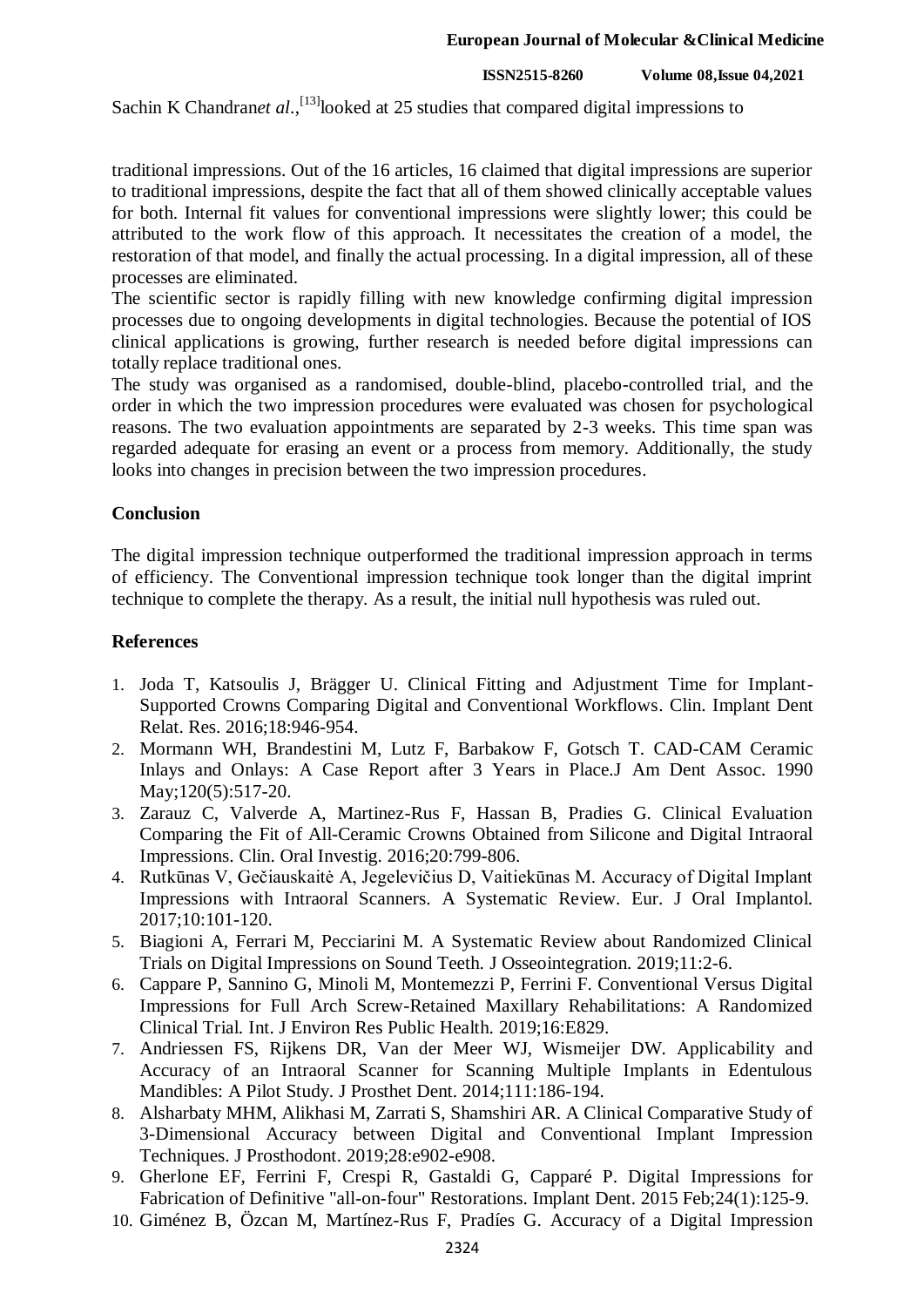Sachin K Chandran*et al*.,[13]looked at 25 studies that compared digital impressions to

traditional impressions. Out of the 16 articles, 16 claimed that digital impressions are superior to traditional impressions, despite the fact that all of them showed clinically acceptable values for both. Internal fit values for conventional impressions were slightly lower; this could be attributed to the work flow of this approach. It necessitates the creation of a model, the restoration of that model, and finally the actual processing. In a digital impression, all of these processes are eliminated.

The scientific sector is rapidly filling with new knowledge confirming digital impression processes due to ongoing developments in digital technologies. Because the potential of IOS clinical applications is growing, further research is needed before digital impressions can totally replace traditional ones.

The study was organised as a randomised, double-blind, placebo-controlled trial, and the order in which the two impression procedures were evaluated was chosen for psychological reasons. The two evaluation appointments are separated by 2-3 weeks. This time span was regarded adequate for erasing an event or a process from memory. Additionally, the study looks into changes in precision between the two impression procedures.

## Conclusion

The digital impression technique outperformed the traditional impression approach in terms of efficiency. The Conventional impression technique took longer than the digital imprint technique to complete the therapy. As a result, the initial null hypothesis was ruled out.

## References

1. Joda T, Katsoulis J, Brägger U. Clinical Fitting and Adjustment Time for Implant-Supported Crowns Comparing Digital and Conventional Workflows. Clin. Implant Dent Relat. Res. 2016;18:946-954.
2. Mormann WH, Brandestini M, Lutz F, Barbakow F, Gotsch T. CAD-CAM Ceramic Inlays and Onlays: A Case Report after 3 Years in Place.J Am Dent Assoc. 1990 May;120(5):517-20.
3. Zarauz C, Valverde A, Martinez-Rus F, Hassan B, Pradies G. Clinical Evaluation Comparing the Fit of All-Ceramic Crowns Obtained from Silicone and Digital Intraoral Impressions. Clin. Oral Investig. 2016;20:799-806.
4. Rutkūnas V, Gečiauskaitė A, Jegelevičius D, Vaitiekūnas M. Accuracy of Digital Implant Impressions with Intraoral Scanners. A Systematic Review. Eur. J Oral Implantol. 2017;10:101-120.
5. Biagioni A, Ferrari M, Pecciarini M. A Systematic Review about Randomized Clinical Trials on Digital Impressions on Sound Teeth. J Osseointegration. 2019;11:2-6.
6. Cappare P, Sannino G, Minoli M, Montemezzi P, Ferrini F. Conventional Versus Digital Impressions for Full Arch Screw-Retained Maxillary Rehabilitations: A Randomized Clinical Trial. Int. J Environ Res Public Health. 2019;16:E829.
7. Andriessen FS, Rijkens DR, Van der Meer WJ, Wismeijer DW. Applicability and Accuracy of an Intraoral Scanner for Scanning Multiple Implants in Edentulous Mandibles: A Pilot Study. J Prosthet Dent. 2014;111:186-194.
8. Alsharbaty MHM, Alikhasi M, Zarrati S, Shamshiri AR. A Clinical Comparative Study of 3-Dimensional Accuracy between Digital and Conventional Implant Impression Techniques. J Prosthodont. 2019;28:e902-e908.
9. Gherlone EF, Ferrini F, Crespi R, Gastaldi G, Capparé P. Digital Impressions for Fabrication of Definitive "all-on-four" Restorations. Implant Dent. 2015 Feb;24(1):125-9.
10. Giménez B, Özcan M, Martínez-Rus F, Pradíes G. Accuracy of a Digital Impression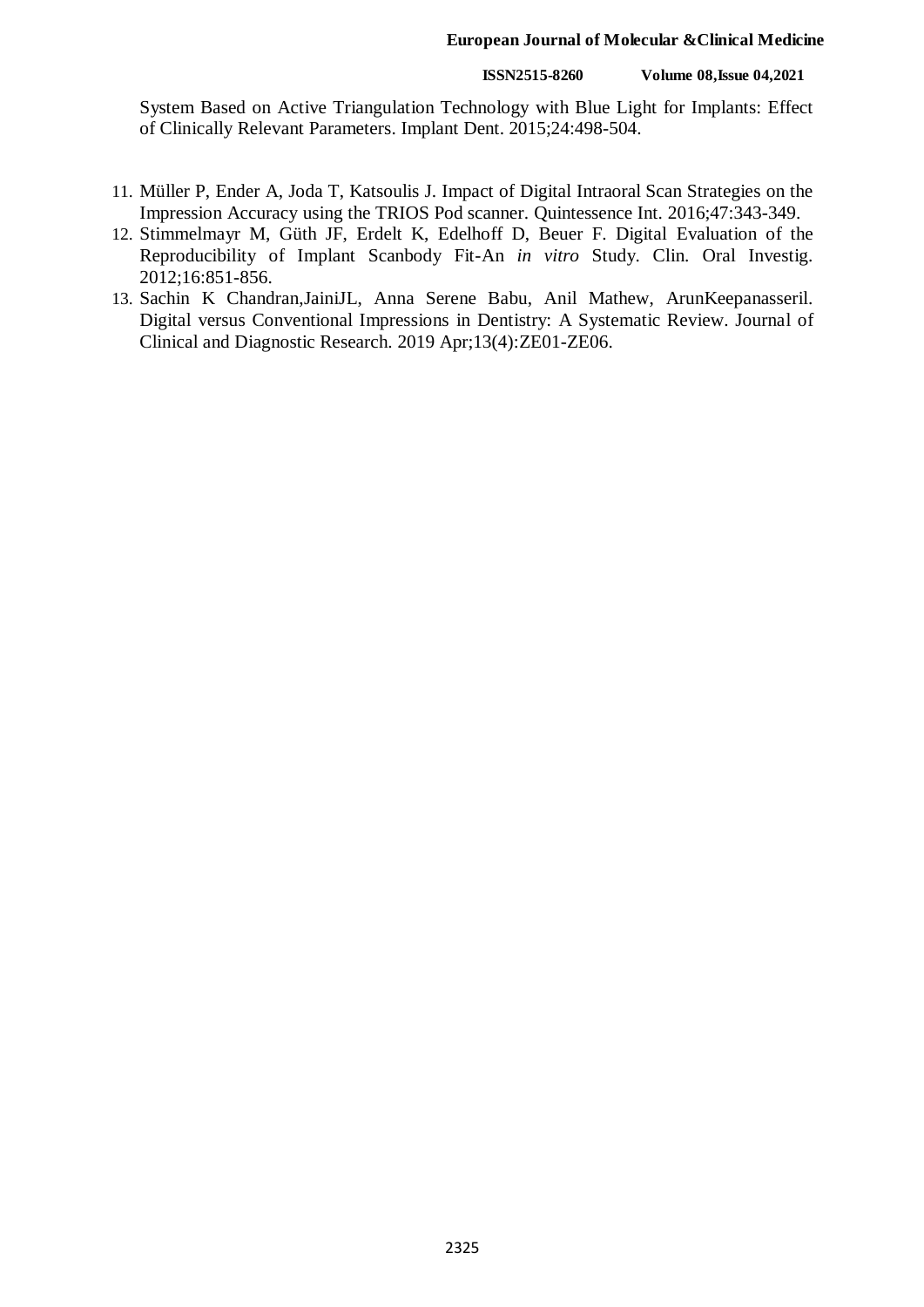System Based on Active Triangulation Technology with Blue Light for Implants: Effect of Clinically Relevant Parameters. Implant Dent. 2015;24:498-504.

11. Müller P, Ender A, Joda T, Katsoulis J. Impact of Digital Intraoral Scan Strategies on the Impression Accuracy using the TRIOS Pod scanner. Quintessence Int. 2016;47:343-349.
12. Stimmelmayr M, Güth JF, Erdelt K, Edelhoff D, Beuer F. Digital Evaluation of the Reproducibility of Implant Scanbody Fit-An *in vitro* Study. Clin. Oral Investig. 2012;16:851-856.
13. Sachin K Chandran,JainiJL, Anna Serene Babu, Anil Mathew, ArunKeepanasseril. Digital versus Conventional Impressions in Dentistry: A Systematic Review. Journal of Clinical and Diagnostic Research. 2019 Apr;13(4):ZE01-ZE06.